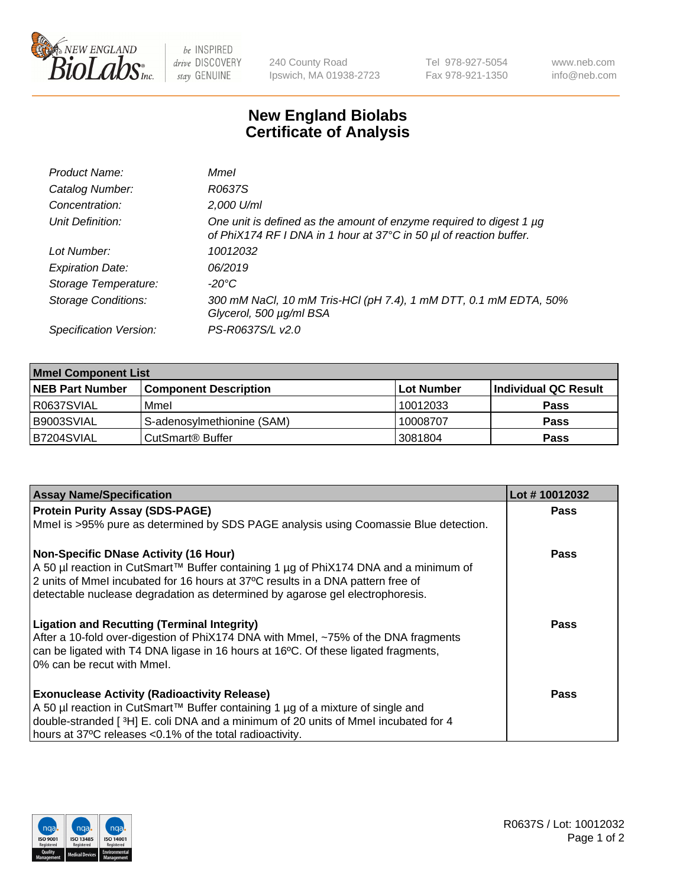# New England Biolabs Certificate of Analysis

| | |
|---|---|
| *Product Name:* | *MmeI* |
| *Catalog Number:* | *R0637S* |
| *Concentration:* | *2,000 U/ml* |
| *Unit Definition:* | *One unit is defined as the amount of enzyme required to digest 1 µg of PhiX174 RF I DNA in 1 hour at 37°C in 50 µl of reaction buffer.* |
| *Lot Number:* | *10012032* |
| *Expiration Date:* | *06/2019* |
| *Storage Temperature:* | *-20°C* |
| *Storage Conditions:* | *300 mM NaCl, 10 mM Tris-HCl (pH 7.4), 1 mM DTT, 0.1 mM EDTA, 50% Glycerol, 500 µg/ml BSA* |
| *Specification Version:* | *PS-R0637S/L v2.0* |

| **MmeI Component List** | | | |
|---|---|---|---|
| **NEB Part Number** | **Component Description** | **Lot Number** | **Individual QC Result** |
| R0637SVIAL | MmeI | 10012033 | **Pass** |
| B9003SVIAL | S-adenosylmethionine (SAM) | 10008707 | **Pass** |
| B7204SVIAL | CutSmart® Buffer | 3081804 | **Pass** |

| **Assay Name/Specification** | **Lot # 10012032** |
|---|---|
| **Protein Purity Assay (SDS-PAGE)**<br>MmeI is >95% pure as determined by SDS PAGE analysis using Coomassie Blue detection. | **Pass** |
| **Non-Specific DNase Activity (16 Hour)**<br>A 50 µl reaction in CutSmart™ Buffer containing 1 µg of PhiX174 DNA and a minimum of 2 units of MmeI incubated for 16 hours at 37ºC results in a DNA pattern free of detectable nuclease degradation as determined by agarose gel electrophoresis. | **Pass** |
| **Ligation and Recutting (Terminal Integrity)**<br>After a 10-fold over-digestion of PhiX174 DNA with MmeI, ~75% of the DNA fragments can be ligated with T4 DNA ligase in 16 hours at 16ºC. Of these ligated fragments, 0% can be recut with MmeI. | **Pass** |
| **Exonuclease Activity (Radioactivity Release)**<br>A 50 µl reaction in CutSmart™ Buffer containing 1 µg of a mixture of single and double-stranded [ $^3$H] E. coli DNA and a minimum of 20 units of MmeI incubated for 4 hours at 37ºC releases <0.1% of the total radioactivity. | **Pass** |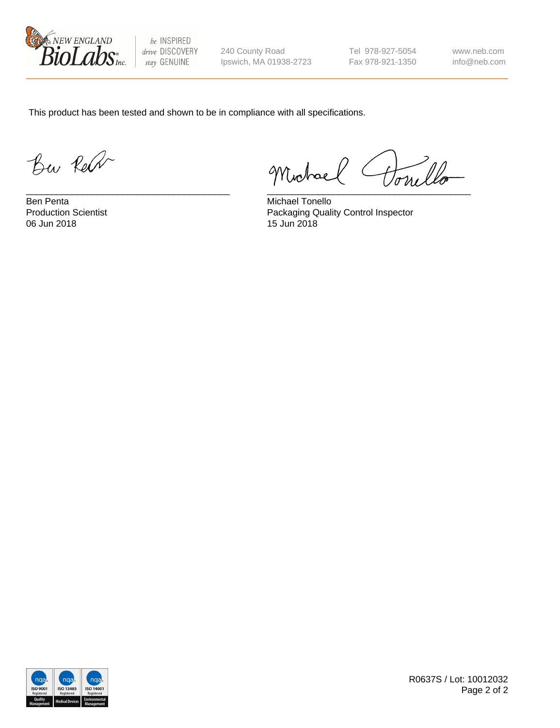240 County Road
Ipswich, MA 01938-2723

Tel 978-927-5054
Fax 978-921-1350

www.neb.com
info@neb.com

This product has been tested and shown to be in compliance with all specifications.

Ben Penta
Production Scientist
06 Jun 2018

Michael Tonello
Packaging Quality Control Inspector
15 Jun 2018

R0637S / Lot: 10012032